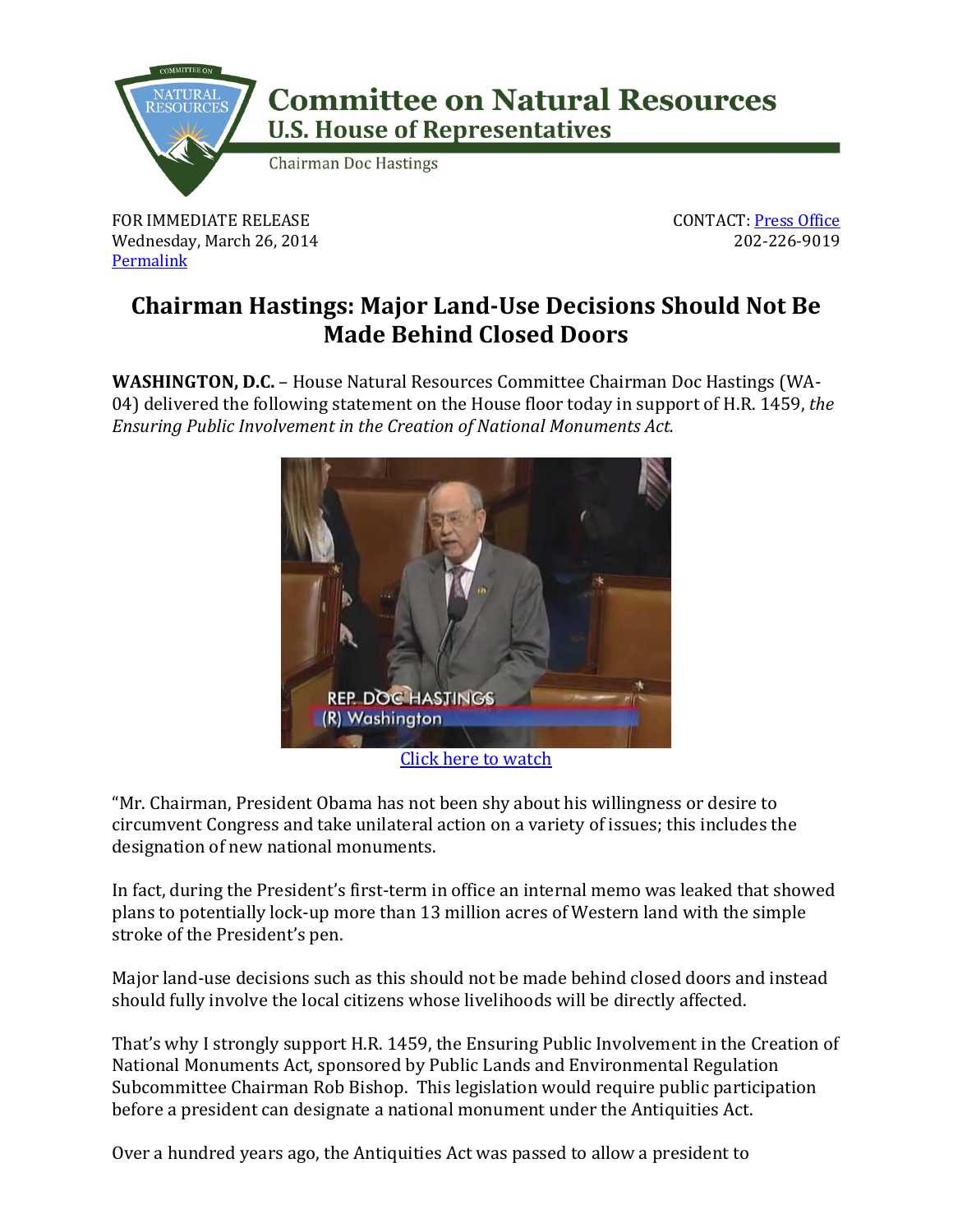# Committee on Natural Resources
## U.S. House of Representatives

Chairman Doc Hastings

FOR IMMEDIATE RELEASE
Wednesday, March 26, 2014
Permalink

CONTACT: Press Office
202-226-9019

## Chairman Hastings: Major Land-Use Decisions Should Not Be Made Behind Closed Doors

**WASHINGTON, D.C.** – House Natural Resources Committee Chairman Doc Hastings (WA-04) delivered the following statement on the House floor today in support of H.R. 1459, *the Ensuring Public Involvement in the Creation of National Monuments Act.*

Click here to watch

"Mr. Chairman, President Obama has not been shy about his willingness or desire to circumvent Congress and take unilateral action on a variety of issues; this includes the designation of new national monuments.

In fact, during the President's first-term in office an internal memo was leaked that showed plans to potentially lock-up more than 13 million acres of Western land with the simple stroke of the President's pen.

Major land-use decisions such as this should not be made behind closed doors and instead should fully involve the local citizens whose livelihoods will be directly affected.

That's why I strongly support H.R. 1459, the Ensuring Public Involvement in the Creation of National Monuments Act, sponsored by Public Lands and Environmental Regulation Subcommittee Chairman Rob Bishop. This legislation would require public participation before a president can designate a national monument under the Antiquities Act.

Over a hundred years ago, the Antiquities Act was passed to allow a president to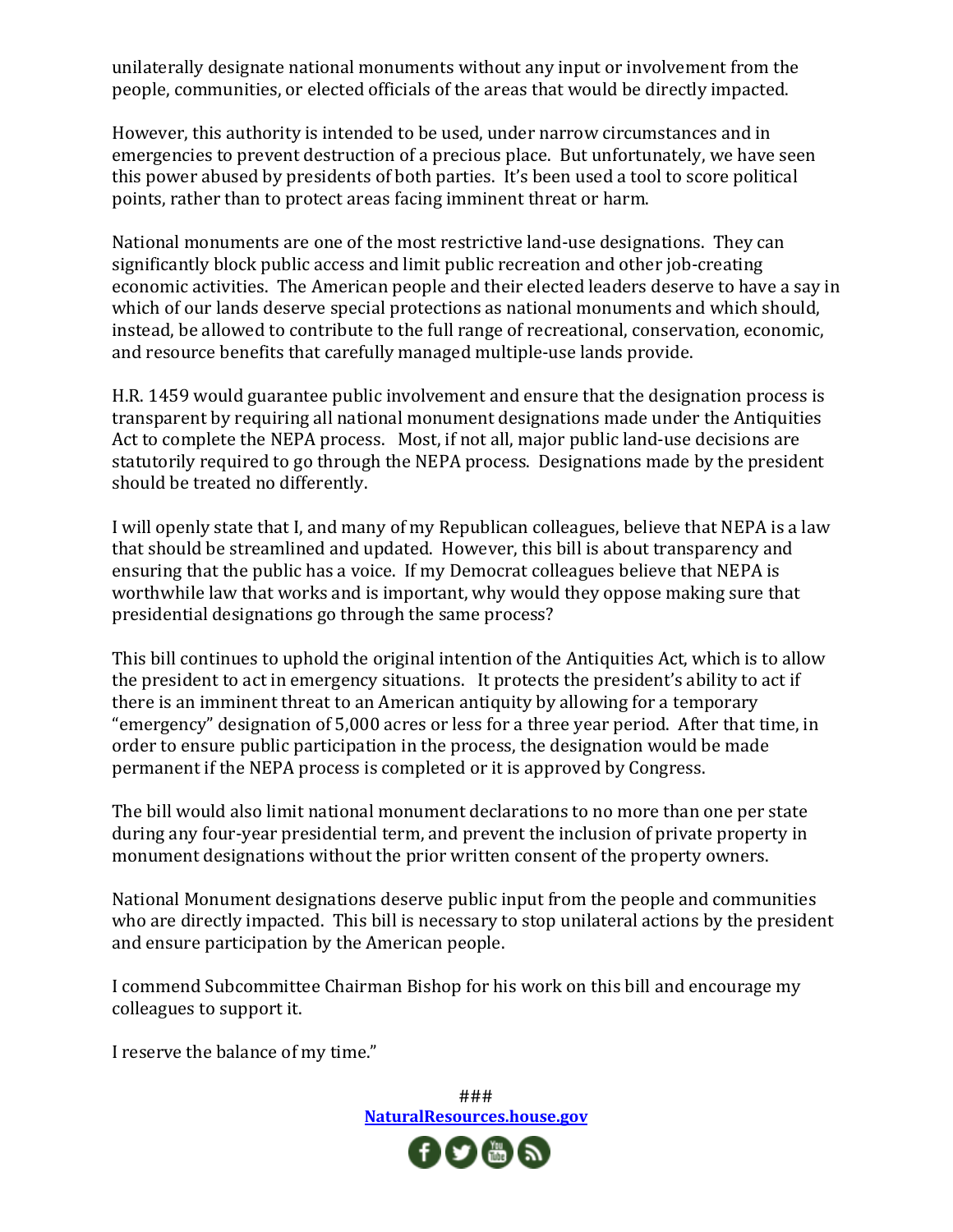unilaterally designate national monuments without any input or involvement from the people, communities, or elected officials of the areas that would be directly impacted.

However, this authority is intended to be used, under narrow circumstances and in emergencies to prevent destruction of a precious place. But unfortunately, we have seen this power abused by presidents of both parties. It's been used a tool to score political points, rather than to protect areas facing imminent threat or harm.

National monuments are one of the most restrictive land-use designations. They can significantly block public access and limit public recreation and other job-creating economic activities. The American people and their elected leaders deserve to have a say in which of our lands deserve special protections as national monuments and which should, instead, be allowed to contribute to the full range of recreational, conservation, economic, and resource benefits that carefully managed multiple-use lands provide.

H.R. 1459 would guarantee public involvement and ensure that the designation process is transparent by requiring all national monument designations made under the Antiquities Act to complete the NEPA process. Most, if not all, major public land-use decisions are statutorily required to go through the NEPA process. Designations made by the president should be treated no differently.

I will openly state that I, and many of my Republican colleagues, believe that NEPA is a law that should be streamlined and updated. However, this bill is about transparency and ensuring that the public has a voice. If my Democrat colleagues believe that NEPA is worthwhile law that works and is important, why would they oppose making sure that presidential designations go through the same process?

This bill continues to uphold the original intention of the Antiquities Act, which is to allow the president to act in emergency situations. It protects the president's ability to act if there is an imminent threat to an American antiquity by allowing for a temporary "emergency" designation of 5,000 acres or less for a three year period. After that time, in order to ensure public participation in the process, the designation would be made permanent if the NEPA process is completed or it is approved by Congress.

The bill would also limit national monument declarations to no more than one per state during any four-year presidential term, and prevent the inclusion of private property in monument designations without the prior written consent of the property owners.

National Monument designations deserve public input from the people and communities who are directly impacted. This bill is necessary to stop unilateral actions by the president and ensure participation by the American people.

I commend Subcommittee Chairman Bishop for his work on this bill and encourage my colleagues to support it.

I reserve the balance of my time."

###

**NaturalResources.house.gov**